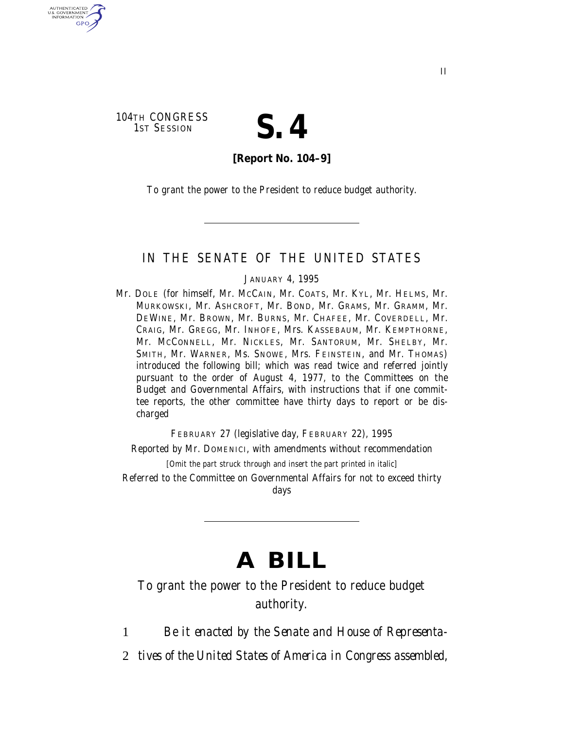104TH CONGRESS
1ST SESSION

# S. 4

**[Report No. 104–9]**

To grant the power to the President to reduce budget authority.

---

## IN THE SENATE OF THE UNITED STATES

JANUARY 4, 1995

Mr. DOLE (for himself, Mr. MCCAIN, Mr. COATS, Mr. KYL, Mr. HELMS, Mr. MURKOWSKI, Mr. ASHCROFT, Mr. BOND, Mr. GRAMS, Mr. GRAMM, Mr. DEWINE, Mr. BROWN, Mr. BURNS, Mr. CHAFEE, Mr. COVERDELL, Mr. CRAIG, Mr. GREGG, Mr. INHOFE, Mrs. KASSEBAUM, Mr. KEMPTHORNE, Mr. MCCONNELL, Mr. NICKLES, Mr. SANTORUM, Mr. SHELBY, Mr. SMITH, Mr. WARNER, Ms. SNOWE, Mrs. FEINSTEIN, and Mr. THOMAS) introduced the following bill; which was read twice and referred jointly pursuant to the order of August 4, 1977, to the Committees on the Budget and Governmental Affairs, with instructions that if one committee reports, the other committee have thirty days to report or be discharged

FEBRUARY 27 (legislative day, FEBRUARY 22), 1995

Reported by Mr. DOMENICI, with amendments without recommendation

[Omit the part struck through and insert the part printed in italic]

Referred to the Committee on Governmental Affairs for not to exceed thirty days

---

# A BILL

To grant the power to the President to reduce budget authority.

1 *Be it enacted by the Senate and House of Representa-*
2 *tives of the United States of America in Congress assembled,*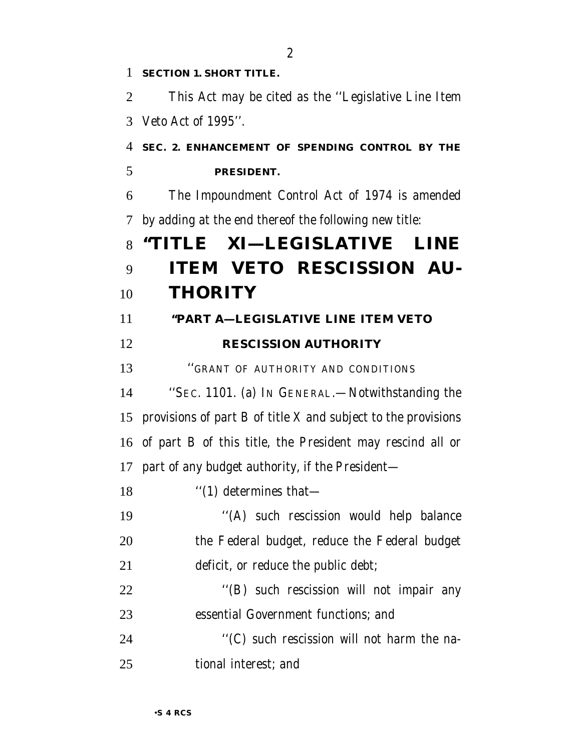**SECTION 1. SHORT TITLE.**

This Act may be cited as the ''Legislative Line Item Veto Act of 1995''.

**SEC. 2. ENHANCEMENT OF SPENDING CONTROL BY THE PRESIDENT.**

The Impoundment Control Act of 1974 is amended by adding at the end thereof the following new title:

# ''TITLE XI—LEGISLATIVE LINE ITEM VETO RESCISSION AUTHORITY

## ''PART A—LEGISLATIVE LINE ITEM VETO RESCISSION AUTHORITY

''GRANT OF AUTHORITY AND CONDITIONS

''SEC. 1101. (a) IN GENERAL.—Notwithstanding the provisions of part B of title X and subject to the provisions of part B of this title, the President may rescind all or part of any budget authority, if the President—

''(1) determines that—

''(A) such rescission would help balance the Federal budget, reduce the Federal budget deficit, or reduce the public debt;

''(B) such rescission will not impair any essential Government functions; and

''(C) such rescission will not harm the national interest; and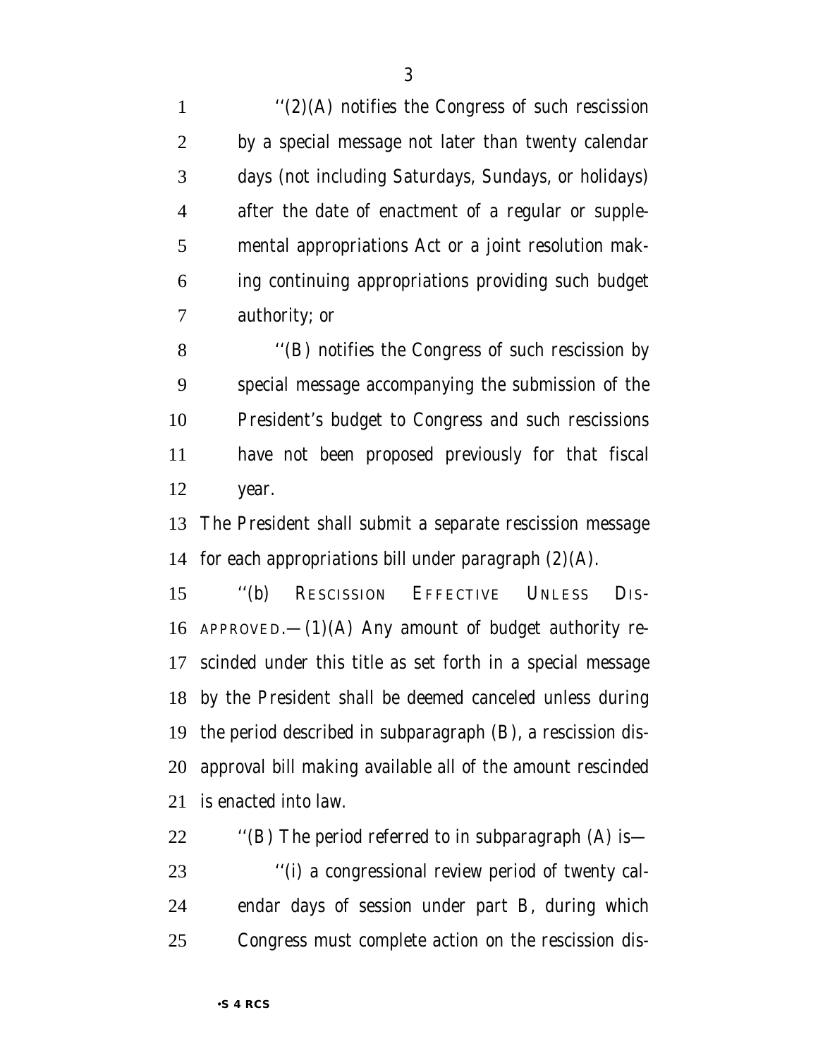''(2)(A) notifies the Congress of such rescission by a special message not later than twenty calendar days (not including Saturdays, Sundays, or holidays) after the date of enactment of a regular or supplemental appropriations Act or a joint resolution making continuing appropriations providing such budget authority; or

''(B) notifies the Congress of such rescission by special message accompanying the submission of the President's budget to Congress and such rescissions have not been proposed previously for that fiscal year.

The President shall submit a separate rescission message for each appropriations bill under paragraph (2)(A).

''(b) RESCISSION EFFECTIVE UNLESS DISAPPROVED.—(1)(A) Any amount of budget authority rescinded under this title as set forth in a special message by the President shall be deemed canceled unless during the period described in subparagraph (B), a rescission disapproval bill making available all of the amount rescinded is enacted into law.

''(B) The period referred to in subparagraph (A) is—

''(i) a congressional review period of twenty calendar days of session under part B, during which Congress must complete action on the rescission dis-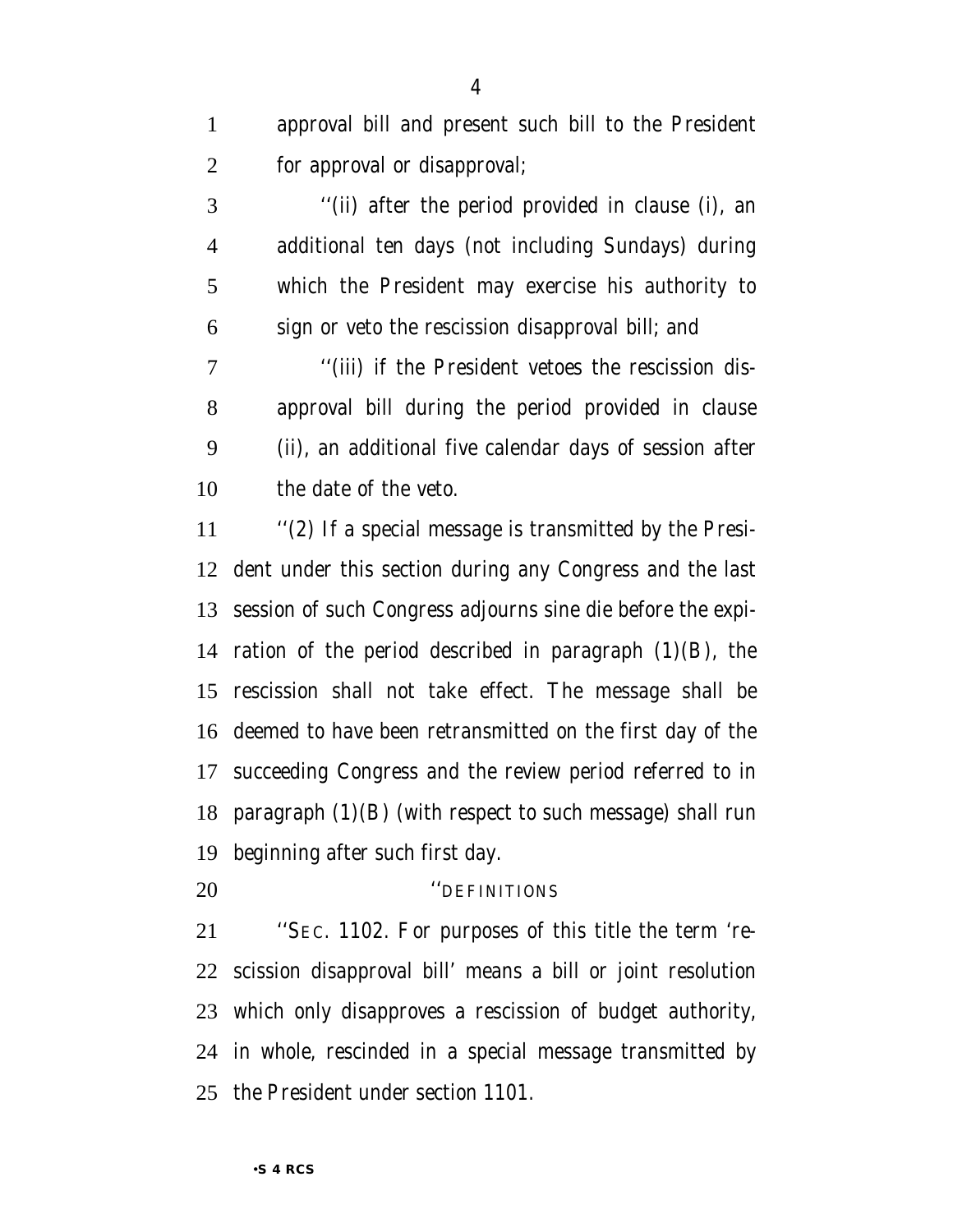approval bill and present such bill to the President for approval or disapproval;

''(ii) after the period provided in clause (i), an additional ten days (not including Sundays) during which the President may exercise his authority to sign or veto the rescission disapproval bill; and

''(iii) if the President vetoes the rescission disapproval bill during the period provided in clause (ii), an additional five calendar days of session after the date of the veto.

''(2) If a special message is transmitted by the President under this section during any Congress and the last session of such Congress adjourns sine die before the expiration of the period described in paragraph (1)(B), the rescission shall not take effect. The message shall be deemed to have been retransmitted on the first day of the succeeding Congress and the review period referred to in paragraph (1)(B) (with respect to such message) shall run beginning after such first day.

''DEFINITIONS

''SEC. 1102. For purposes of this title the term 'rescission disapproval bill' means a bill or joint resolution which only disapproves a rescission of budget authority, in whole, rescinded in a special message transmitted by the President under section 1101.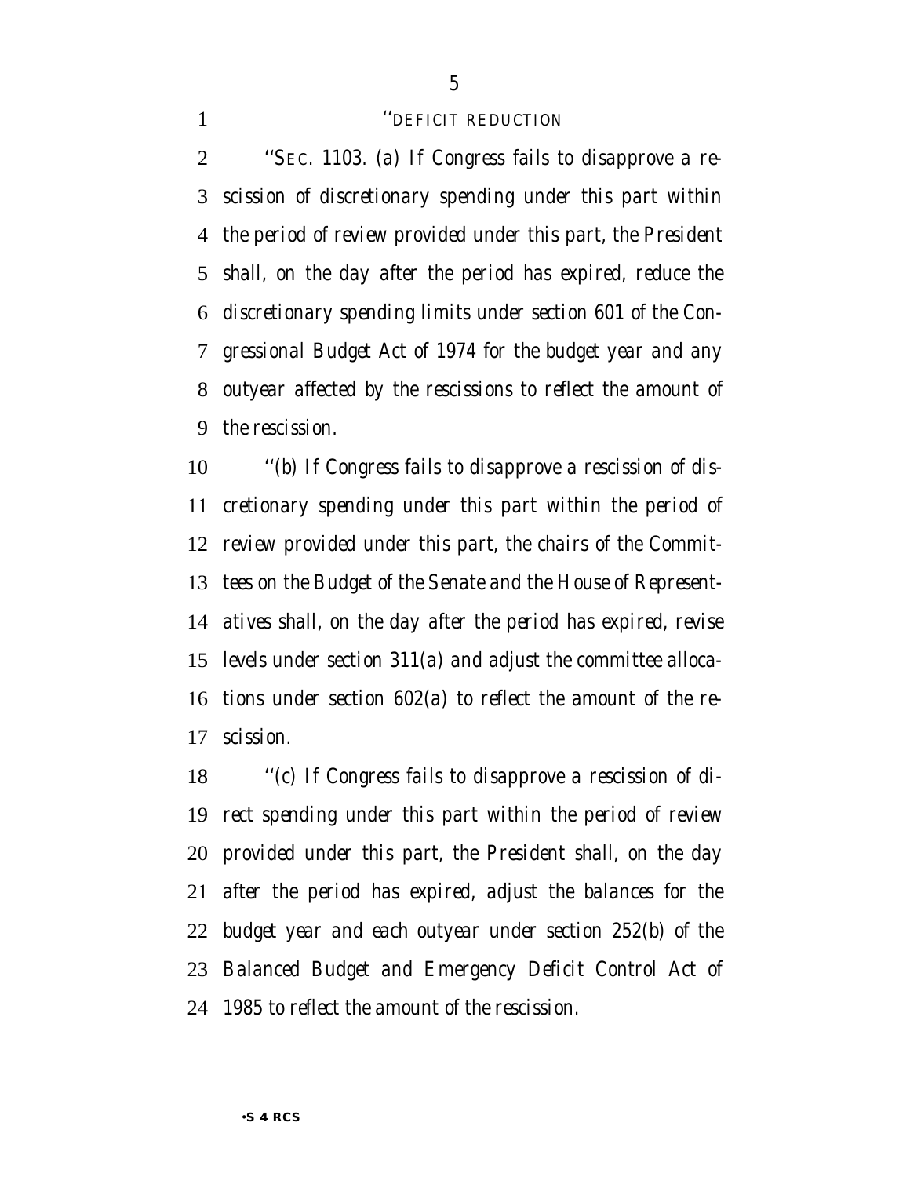''DEFICIT REDUCTION

''SEC. 1103. (a) If Congress fails to disapprove a rescission of discretionary spending under this part within the period of review provided under this part, the President shall, on the day after the period has expired, reduce the discretionary spending limits under section 601 of the Congressional Budget Act of 1974 for the budget year and any outyear affected by the rescissions to reflect the amount of the rescission.

''(b) If Congress fails to disapprove a rescission of discretionary spending under this part within the period of review provided under this part, the chairs of the Committees on the Budget of the Senate and the House of Representatives shall, on the day after the period has expired, revise levels under section 311(a) and adjust the committee allocations under section 602(a) to reflect the amount of the rescission.

''(c) If Congress fails to disapprove a rescission of direct spending under this part within the period of review provided under this part, the President shall, on the day after the period has expired, adjust the balances for the budget year and each outyear under section 252(b) of the Balanced Budget and Emergency Deficit Control Act of 1985 to reflect the amount of the rescission.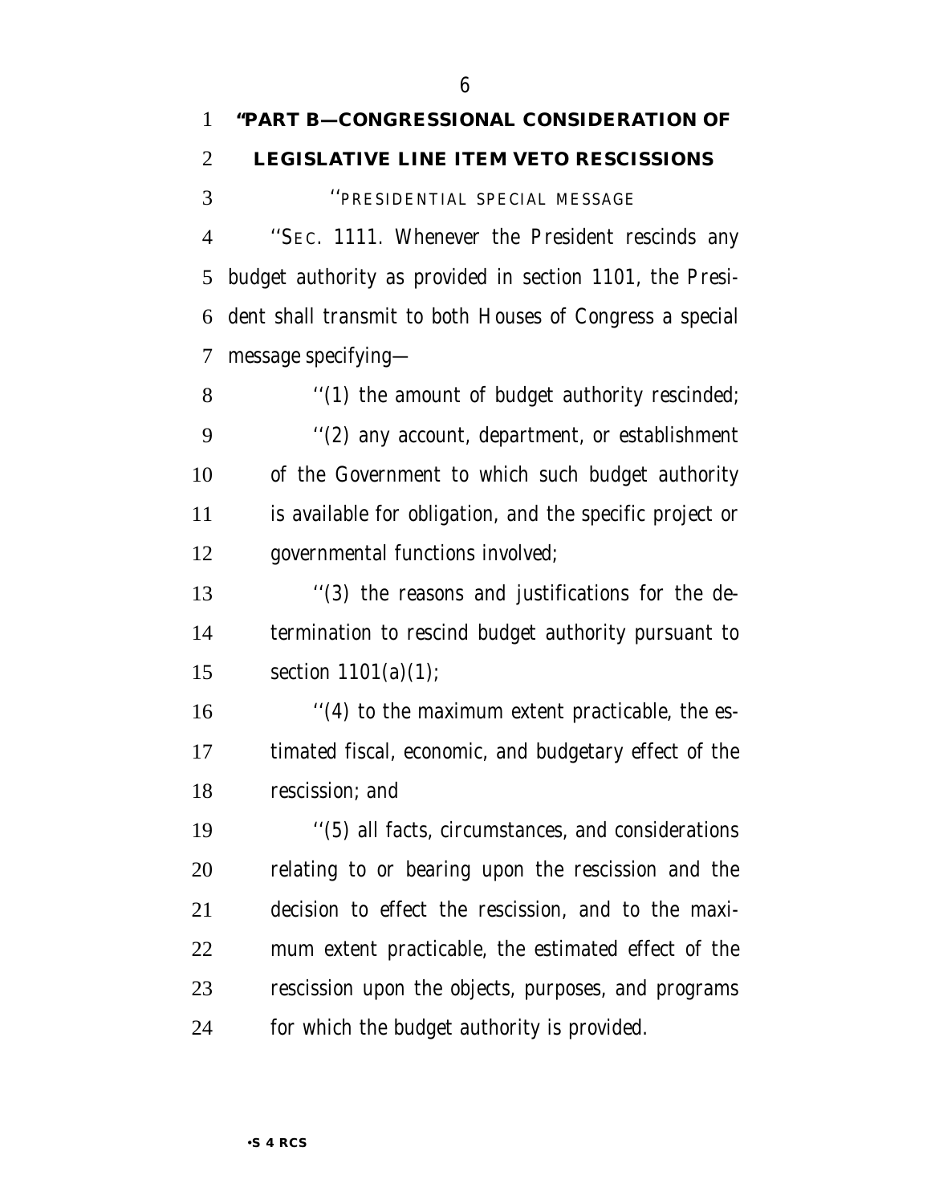**"PART B—CONGRESSIONAL CONSIDERATION OF LEGISLATIVE LINE ITEM VETO RESCISSIONS**

''PRESIDENTIAL SPECIAL MESSAGE

''SEC. 1111. Whenever the President rescinds any budget authority as provided in section 1101, the President shall transmit to both Houses of Congress a special message specifying—

''(1) the amount of budget authority rescinded;

''(2) any account, department, or establishment of the Government to which such budget authority is available for obligation, and the specific project or governmental functions involved;

''(3) the reasons and justifications for the determination to rescind budget authority pursuant to section 1101(a)(1);

''(4) to the maximum extent practicable, the estimated fiscal, economic, and budgetary effect of the rescission; and

''(5) all facts, circumstances, and considerations relating to or bearing upon the rescission and the decision to effect the rescission, and to the maximum extent practicable, the estimated effect of the rescission upon the objects, purposes, and programs for which the budget authority is provided.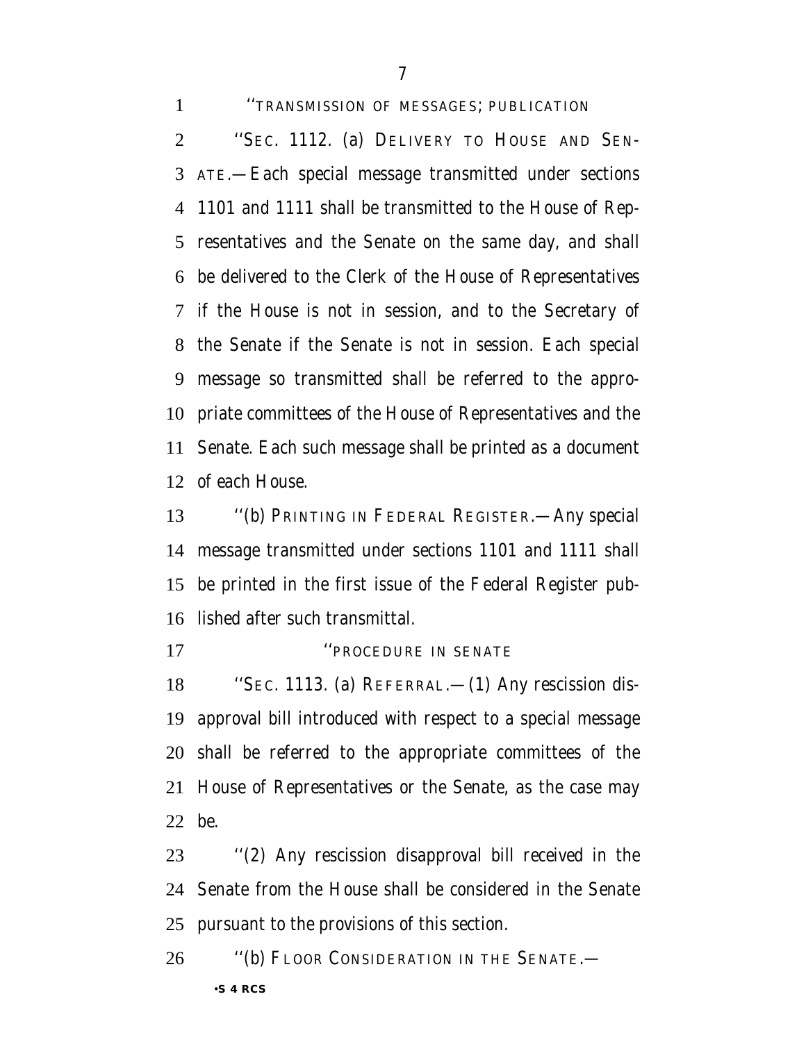''TRANSMISSION OF MESSAGES; PUBLICATION

''SEC. 1112. (a) DELIVERY TO HOUSE AND SENATE.—Each special message transmitted under sections 1101 and 1111 shall be transmitted to the House of Representatives and the Senate on the same day, and shall be delivered to the Clerk of the House of Representatives if the House is not in session, and to the Secretary of the Senate if the Senate is not in session. Each special message so transmitted shall be referred to the appropriate committees of the House of Representatives and the Senate. Each such message shall be printed as a document of each House.

''(b) PRINTING IN FEDERAL REGISTER.—Any special message transmitted under sections 1101 and 1111 shall be printed in the first issue of the Federal Register published after such transmittal.

''PROCEDURE IN SENATE

''SEC. 1113. (a) REFERRAL.—(1) Any rescission disapproval bill introduced with respect to a special message shall be referred to the appropriate committees of the House of Representatives or the Senate, as the case may be.

''(2) Any rescission disapproval bill received in the Senate from the House shall be considered in the Senate pursuant to the provisions of this section.

''(b) FLOOR CONSIDERATION IN THE SENATE.—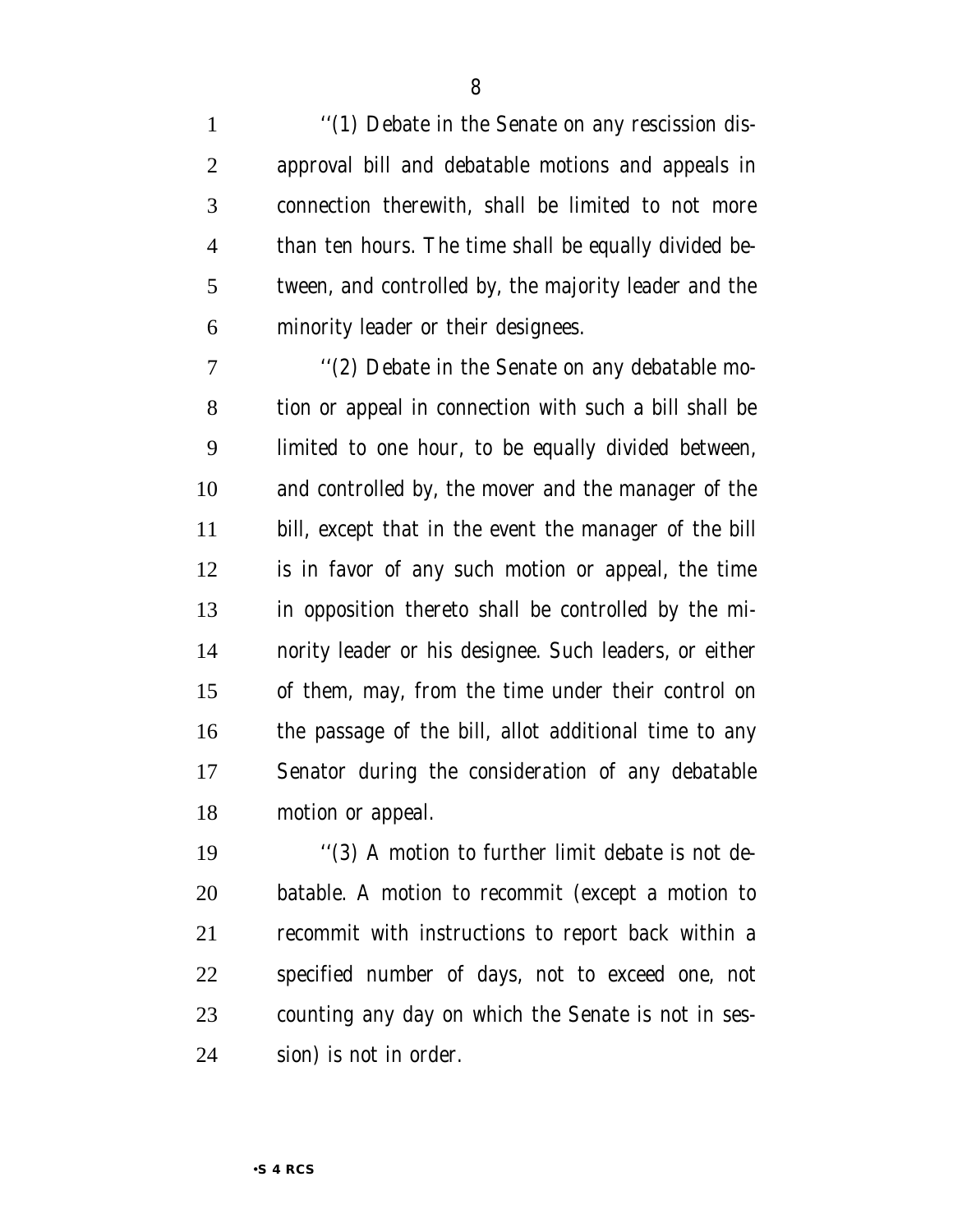''(1) Debate in the Senate on any rescission disapproval bill and debatable motions and appeals in connection therewith, shall be limited to not more than ten hours. The time shall be equally divided between, and controlled by, the majority leader and the minority leader or their designees.

''(2) Debate in the Senate on any debatable motion or appeal in connection with such a bill shall be limited to one hour, to be equally divided between, and controlled by, the mover and the manager of the bill, except that in the event the manager of the bill is in favor of any such motion or appeal, the time in opposition thereto shall be controlled by the minority leader or his designee. Such leaders, or either of them, may, from the time under their control on the passage of the bill, allot additional time to any Senator during the consideration of any debatable motion or appeal.

''(3) A motion to further limit debate is not debatable. A motion to recommit (except a motion to recommit with instructions to report back within a specified number of days, not to exceed one, not counting any day on which the Senate is not in session) is not in order.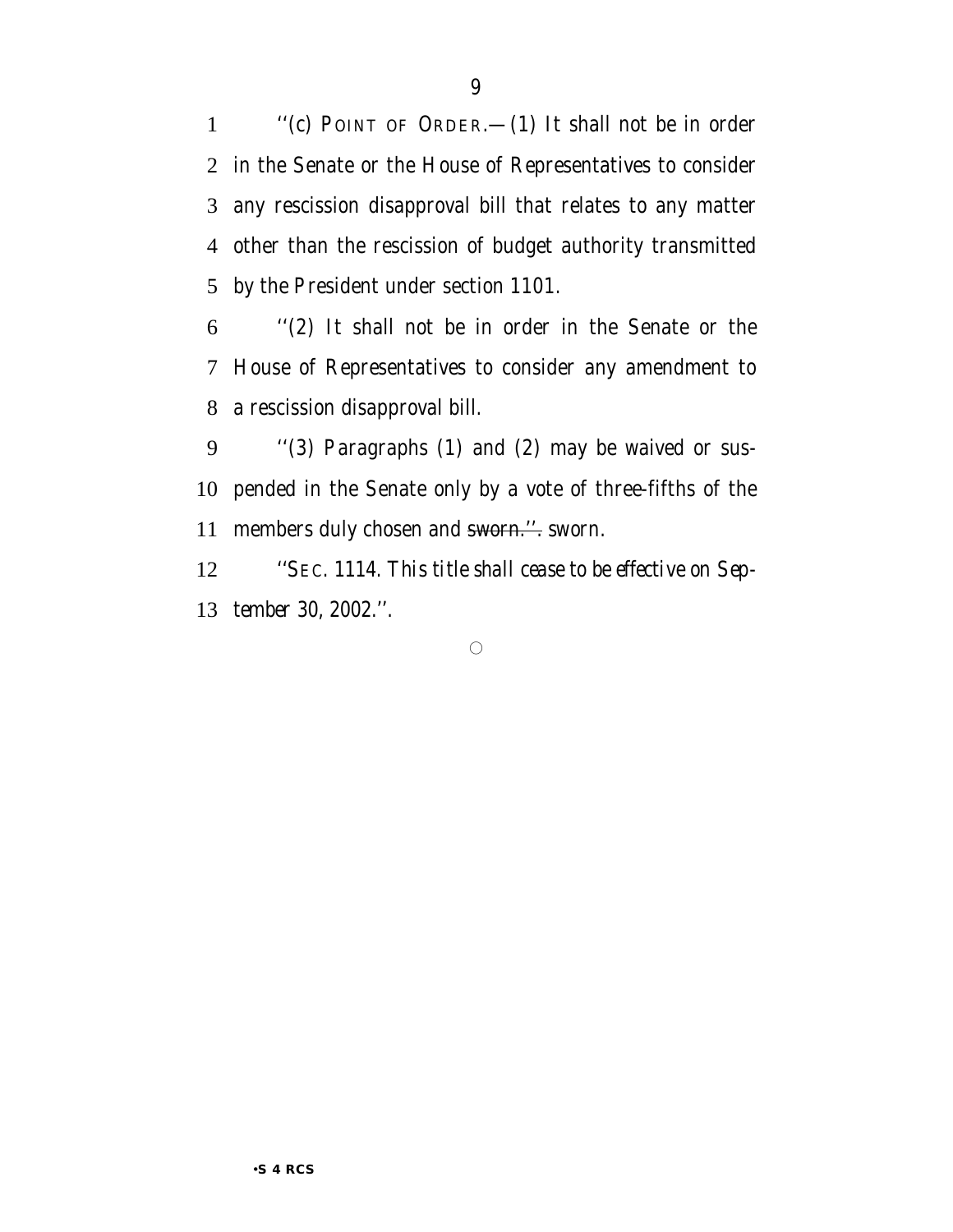''(c) POINT OF ORDER.—(1) It shall not be in order in the Senate or the House of Representatives to consider any rescission disapproval bill that relates to any matter other than the rescission of budget authority transmitted by the President under section 1101.

''(2) It shall not be in order in the Senate or the House of Representatives to consider any amendment to a rescission disapproval bill.

''(3) Paragraphs (1) and (2) may be waived or suspended in the Senate only by a vote of three-fifths of the members duly chosen and ~~sworn.''.~~ sworn.

*''SEC. 1114. This title shall cease to be effective on September 30, 2002.''.*